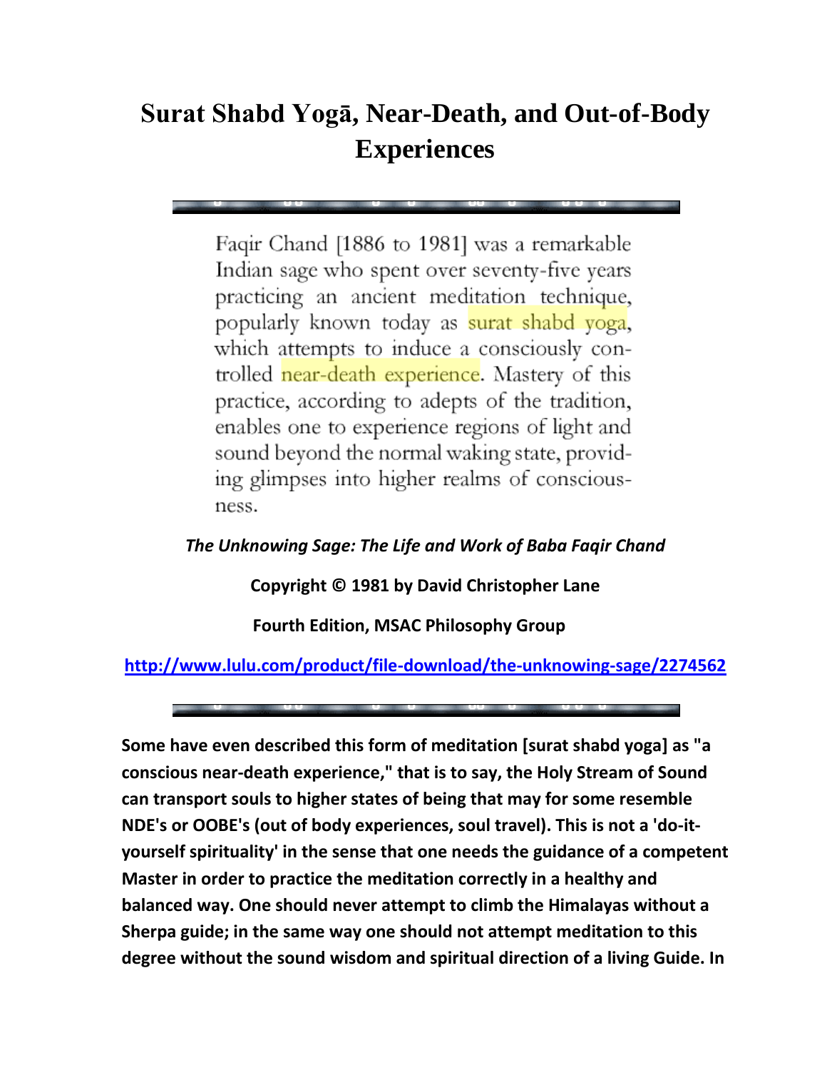# Surat Shabd Yogā, Near-Death, and Out-of-Body Experiences

Faqir Chand [1886 to 1981] was a remarkable Indian sage who spent over seventy-five years practicing an ancient meditation technique, popularly known today as surat shabd yoga, which attempts to induce a consciously controlled near-death experience. Mastery of this practice, according to adepts of the tradition, enables one to experience regions of light and sound beyond the normal waking state, providing glimpses into higher realms of consciousness.

***The Unknowing Sage: The Life and Work of Baba Faqir Chand***

**Copyright © 1981 by David Christopher Lane**

**Fourth Edition, MSAC Philosophy Group**

**http://www.lulu.com/product/file-download/the-unknowing-sage/2274562**

**Some have even described this form of meditation [surat shabd yoga] as "a conscious near-death experience," that is to say, the Holy Stream of Sound can transport souls to higher states of being that may for some resemble NDE's or OOBE's (out of body experiences, soul travel). This is not a 'do-it-yourself spirituality' in the sense that one needs the guidance of a competent Master in order to practice the meditation correctly in a healthy and balanced way. One should never attempt to climb the Himalayas without a Sherpa guide; in the same way one should not attempt meditation to this degree without the sound wisdom and spiritual direction of a living Guide. In**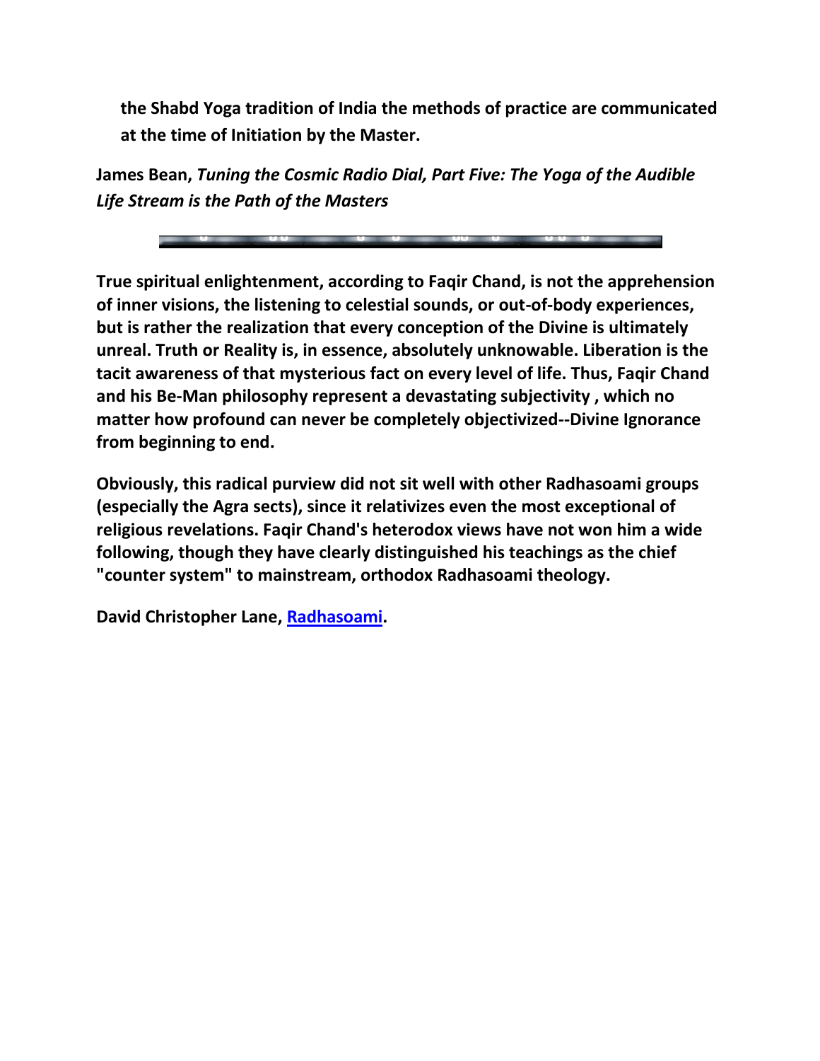**the Shabd Yoga tradition of India the methods of practice are communicated at the time of Initiation by the Master.**

**James Bean, *Tuning the Cosmic Radio Dial, Part Five: The Yoga of the Audible Life Stream is the Path of the Masters***

**True spiritual enlightenment, according to Faqir Chand, is not the apprehension of inner visions, the listening to celestial sounds, or out-of-body experiences, but is rather the realization that every conception of the Divine is ultimately unreal. Truth or Reality is, in essence, absolutely unknowable. Liberation is the tacit awareness of that mysterious fact on every level of life. Thus, Faqir Chand and his Be-Man philosophy represent a devastating subjectivity , which no matter how profound can never be completely objectivized--Divine Ignorance from beginning to end.**

**Obviously, this radical purview did not sit well with other Radhasoami groups (especially the Agra sects), since it relativizes even the most exceptional of religious revelations. Faqir Chand's heterodox views have not won him a wide following, though they have clearly distinguished his teachings as the chief "counter system" to mainstream, orthodox Radhasoami theology.**

**David Christopher Lane, Radhasoami.**